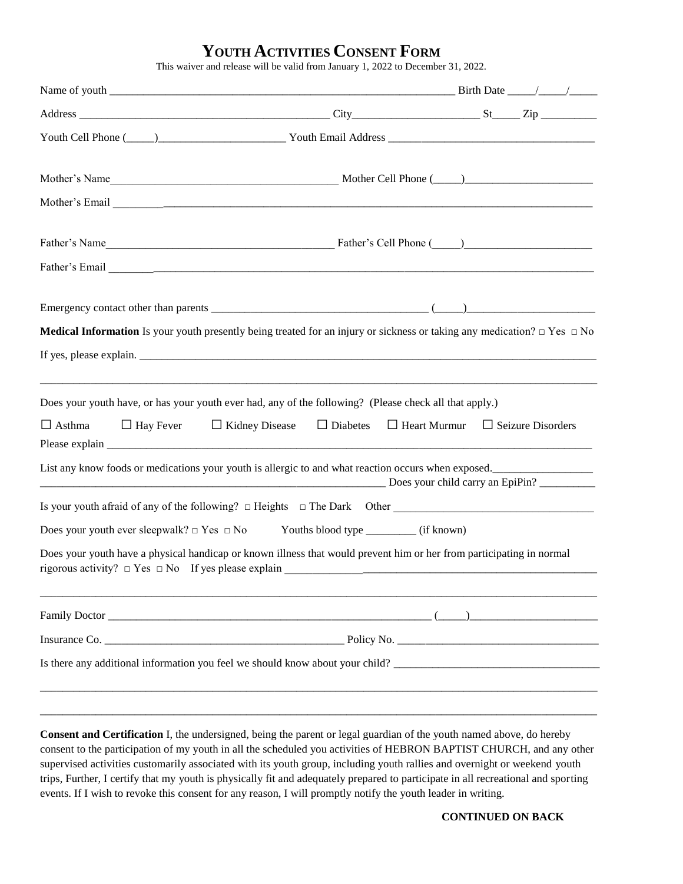# YOUTH ACTIVITIES CONSENT FORM

This waiver and release will be valid from January 1, 2022 to December 31, 2022.

Name of youth _______________________________________________ Birth Date ____/____/____

Address ___________________________________ City__________________ St____ Zip ________

Youth Cell Phone (____)__________________ Youth Email Address ____________________________

Mother's Name________________________________ Mother Cell Phone (____)__________________

Mother's Email ______________________________________________________________________

Father's Name________________________________ Father's Cell Phone (____)__________________

Father's Email ______________________________________________________________________

Emergency contact other than parents ______________________________ (____)__________________

**Medical Information** Is your youth presently being treated for an injury or sickness or taking any medication? □ Yes □ No

If yes, please explain. _______________________________________________________________

_____________________________________________________________________________

Does your youth have, or has your youth ever had, any of the following? (Please check all that apply.)

☐ Asthma ☐ Hay Fever ☐ Kidney Disease ☐ Diabetes ☐ Heart Murmur ☐ Seizure Disorders

Please explain _______________________________________________________________

List any know foods or medications your youth is allergic to and what reaction occurs when exposed.______________
__________________________________________________ Does your child carry an EpiPin? ________

Is your youth afraid of any of the following? □ Heights □ The Dark Other ___________________________

Does your youth ever sleepwalk? □ Yes □ No Youths blood type ________ (if known)

Does your youth have a physical handicap or known illness that would prevent him or her from participating in normal rigorous activity? □ Yes □ No If yes please explain _______________________________________

_____________________________________________________________________________

Family Doctor _____________________________________________ (____)__________________

Insurance Co. ___________________________________ Policy No. ____________________________

Is there any additional information you feel we should know about your child? ___________________________

_____________________________________________________________________________

_____________________________________________________________________________

**Consent and Certification** I, the undersigned, being the parent or legal guardian of the youth named above, do hereby consent to the participation of my youth in all the scheduled you activities of HEBRON BAPTIST CHURCH, and any other supervised activities customarily associated with its youth group, including youth rallies and overnight or weekend youth trips, Further, I certify that my youth is physically fit and adequately prepared to participate in all recreational and sporting events. If I wish to revoke this consent for any reason, I will promptly notify the youth leader in writing.

**CONTINUED ON BACK**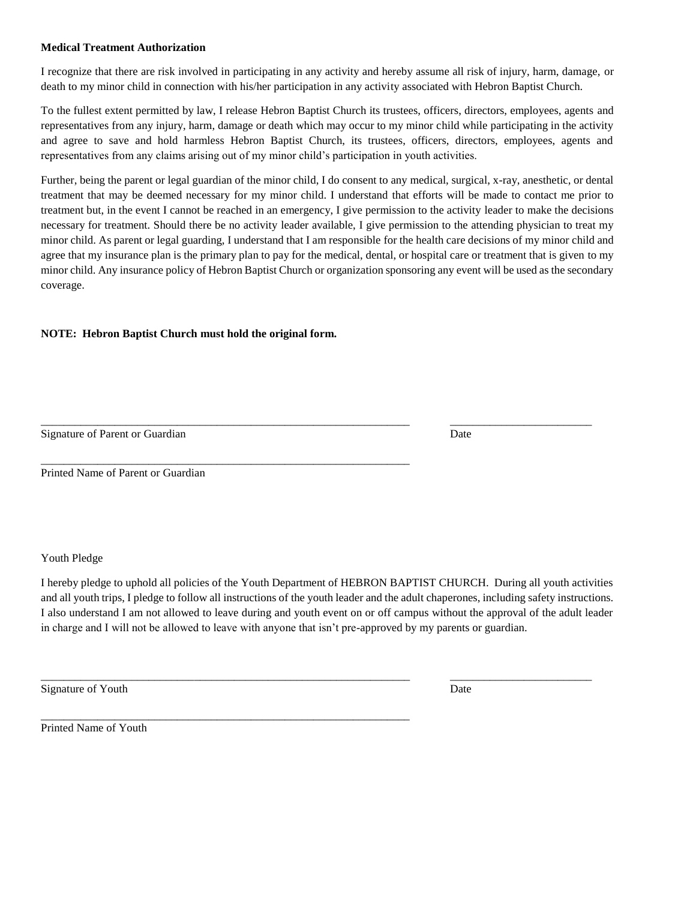**Medical Treatment Authorization**

I recognize that there are risk involved in participating in any activity and hereby assume all risk of injury, harm, damage, or death to my minor child in connection with his/her participation in any activity associated with Hebron Baptist Church.

To the fullest extent permitted by law, I release Hebron Baptist Church its trustees, officers, directors, employees, agents and representatives from any injury, harm, damage or death which may occur to my minor child while participating in the activity and agree to save and hold harmless Hebron Baptist Church, its trustees, officers, directors, employees, agents and representatives from any claims arising out of my minor child's participation in youth activities.

Further, being the parent or legal guardian of the minor child, I do consent to any medical, surgical, x-ray, anesthetic, or dental treatment that may be deemed necessary for my minor child. I understand that efforts will be made to contact me prior to treatment but, in the event I cannot be reached in an emergency, I give permission to the activity leader to make the decisions necessary for treatment. Should there be no activity leader available, I give permission to the attending physician to treat my minor child. As parent or legal guarding, I understand that I am responsible for the health care decisions of my minor child and agree that my insurance plan is the primary plan to pay for the medical, dental, or hospital care or treatment that is given to my minor child. Any insurance policy of Hebron Baptist Church or organization sponsoring any event will be used as the secondary coverage.

**NOTE: Hebron Baptist Church must hold the original form.**

_____________________________________________________________________ _________________________

Signature of Parent or Guardian Date

_____________________________________________________________________

Printed Name of Parent or Guardian

Youth Pledge

I hereby pledge to uphold all policies of the Youth Department of HEBRON BAPTIST CHURCH. During all youth activities and all youth trips, I pledge to follow all instructions of the youth leader and the adult chaperones, including safety instructions. I also understand I am not allowed to leave during and youth event on or off campus without the approval of the adult leader in charge and I will not be allowed to leave with anyone that isn't pre-approved by my parents or guardian.

_____________________________________________________________________ _________________________

Signature of Youth Date

_____________________________________________________________________

Printed Name of Youth